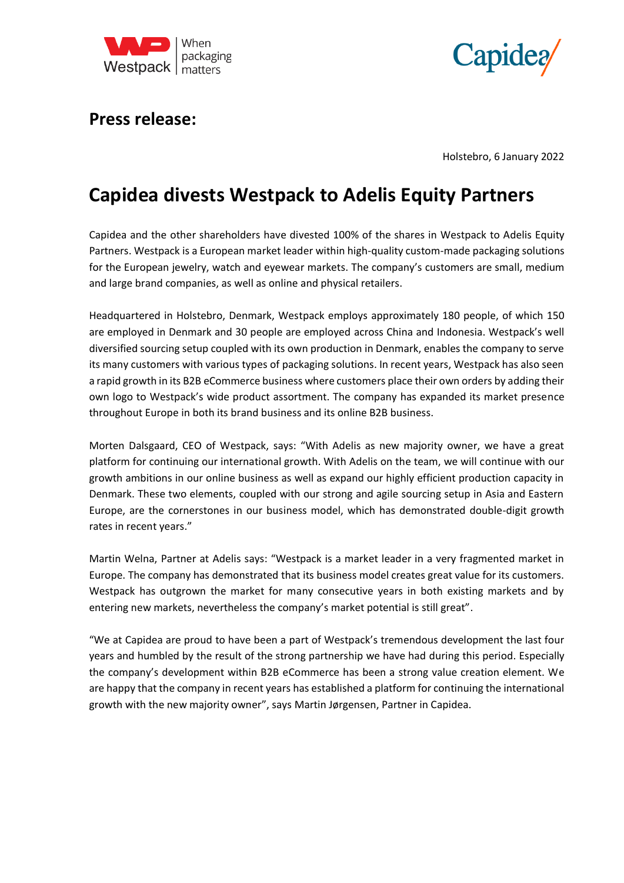**Press release:**

Holstebro, 6 January 2022

# Capidea divests Westpack to Adelis Equity Partners

Capidea and the other shareholders have divested 100% of the shares in Westpack to Adelis Equity Partners. Westpack is a European market leader within high-quality custom-made packaging solutions for the European jewelry, watch and eyewear markets. The company's customers are small, medium and large brand companies, as well as online and physical retailers.

Headquartered in Holstebro, Denmark, Westpack employs approximately 180 people, of which 150 are employed in Denmark and 30 people are employed across China and Indonesia. Westpack's well diversified sourcing setup coupled with its own production in Denmark, enables the company to serve its many customers with various types of packaging solutions. In recent years, Westpack has also seen a rapid growth in its B2B eCommerce business where customers place their own orders by adding their own logo to Westpack's wide product assortment. The company has expanded its market presence throughout Europe in both its brand business and its online B2B business.

Morten Dalsgaard, CEO of Westpack, says: "With Adelis as new majority owner, we have a great platform for continuing our international growth. With Adelis on the team, we will continue with our growth ambitions in our online business as well as expand our highly efficient production capacity in Denmark. These two elements, coupled with our strong and agile sourcing setup in Asia and Eastern Europe, are the cornerstones in our business model, which has demonstrated double-digit growth rates in recent years."

Martin Welna, Partner at Adelis says: "Westpack is a market leader in a very fragmented market in Europe. The company has demonstrated that its business model creates great value for its customers. Westpack has outgrown the market for many consecutive years in both existing markets and by entering new markets, nevertheless the company's market potential is still great".

"We at Capidea are proud to have been a part of Westpack's tremendous development the last four years and humbled by the result of the strong partnership we have had during this period. Especially the company's development within B2B eCommerce has been a strong value creation element. We are happy that the company in recent years has established a platform for continuing the international growth with the new majority owner", says Martin Jørgensen, Partner in Capidea.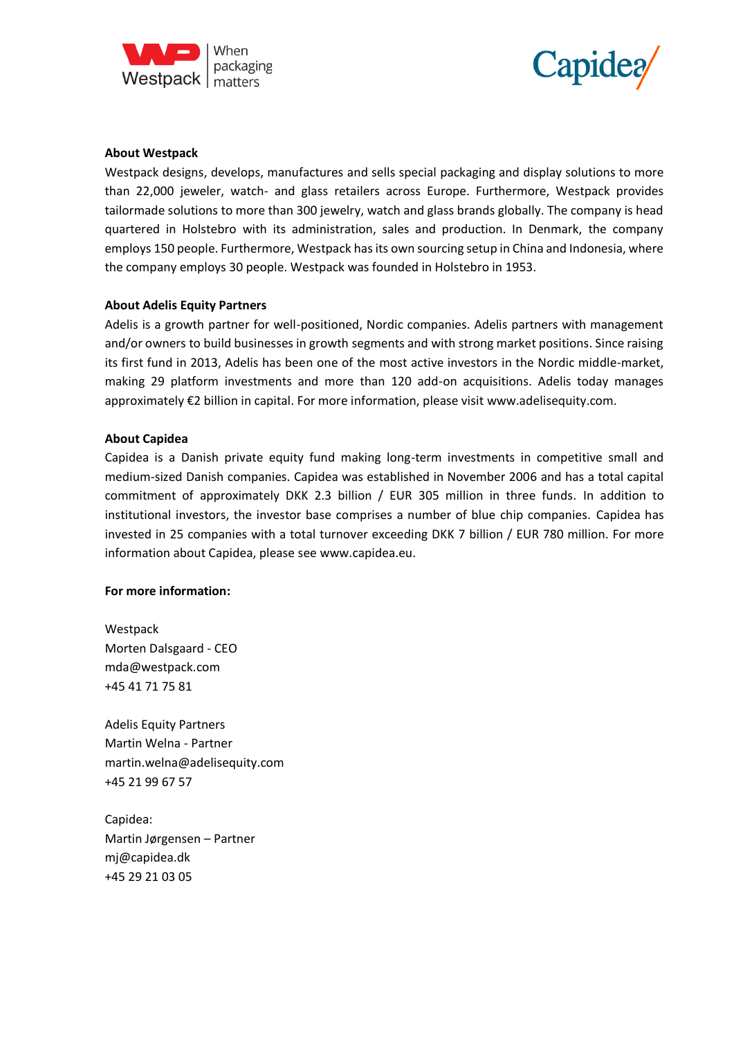**About Westpack**

Westpack designs, develops, manufactures and sells special packaging and display solutions to more than 22,000 jeweler, watch- and glass retailers across Europe. Furthermore, Westpack provides tailormade solutions to more than 300 jewelry, watch and glass brands globally. The company is head quartered in Holstebro with its administration, sales and production. In Denmark, the company employs 150 people. Furthermore, Westpack has its own sourcing setup in China and Indonesia, where the company employs 30 people. Westpack was founded in Holstebro in 1953.

**About Adelis Equity Partners**

Adelis is a growth partner for well-positioned, Nordic companies. Adelis partners with management and/or owners to build businesses in growth segments and with strong market positions. Since raising its first fund in 2013, Adelis has been one of the most active investors in the Nordic middle-market, making 29 platform investments and more than 120 add-on acquisitions. Adelis today manages approximately €2 billion in capital. For more information, please visit www.adelisequity.com.

**About Capidea**

Capidea is a Danish private equity fund making long-term investments in competitive small and medium-sized Danish companies. Capidea was established in November 2006 and has a total capital commitment of approximately DKK 2.3 billion / EUR 305 million in three funds. In addition to institutional investors, the investor base comprises a number of blue chip companies. Capidea has invested in 25 companies with a total turnover exceeding DKK 7 billion / EUR 780 million. For more information about Capidea, please see www.capidea.eu.

**For more information:**

Westpack
Morten Dalsgaard - CEO
mda@westpack.com
+45 41 71 75 81

Adelis Equity Partners
Martin Welna - Partner
martin.welna@adelisequity.com
+45 21 99 67 57

Capidea:
Martin Jørgensen – Partner
mj@capidea.dk
+45 29 21 03 05